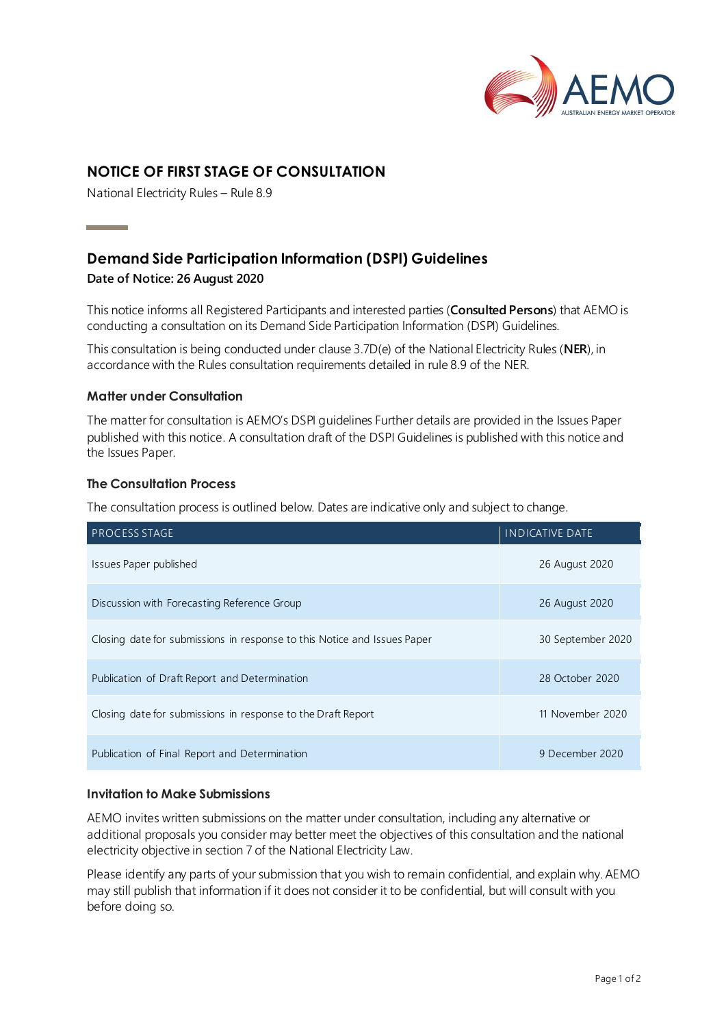# NOTICE OF FIRST STAGE OF CONSULTATION

National Electricity Rules – Rule 8.9

## Demand Side Participation Information (DSPI) Guidelines

**Date of Notice: 26 August 2020**

This notice informs all Registered Participants and interested parties (**Consulted Persons**) that AEMO is conducting a consultation on its Demand Side Participation Information (DSPI) Guidelines.

This consultation is being conducted under clause 3.7D(e) of the National Electricity Rules (**NER**), in accordance with the Rules consultation requirements detailed in rule 8.9 of the NER.

### Matter under Consultation

The matter for consultation is AEMO's DSPI guidelines Further details are provided in the Issues Paper published with this notice. A consultation draft of the DSPI Guidelines is published with this notice and the Issues Paper.

### The Consultation Process

The consultation process is outlined below. Dates are indicative only and subject to change.

| PROCESS STAGE | INDICATIVE DATE |
|---|---|
| Issues Paper published | 26 August 2020 |
| Discussion with Forecasting Reference Group | 26 August 2020 |
| Closing date for submissions in response to this Notice and Issues Paper | 30 September 2020 |
| Publication of Draft Report and Determination | 28 October 2020 |
| Closing date for submissions in response to the Draft Report | 11 November 2020 |
| Publication of Final Report and Determination | 9 December 2020 |

### Invitation to Make Submissions

AEMO invites written submissions on the matter under consultation, including any alternative or additional proposals you consider may better meet the objectives of this consultation and the national electricity objective in section 7 of the National Electricity Law.

Please identify any parts of your submission that you wish to remain confidential, and explain why. AEMO may still publish that information if it does not consider it to be confidential, but will consult with you before doing so.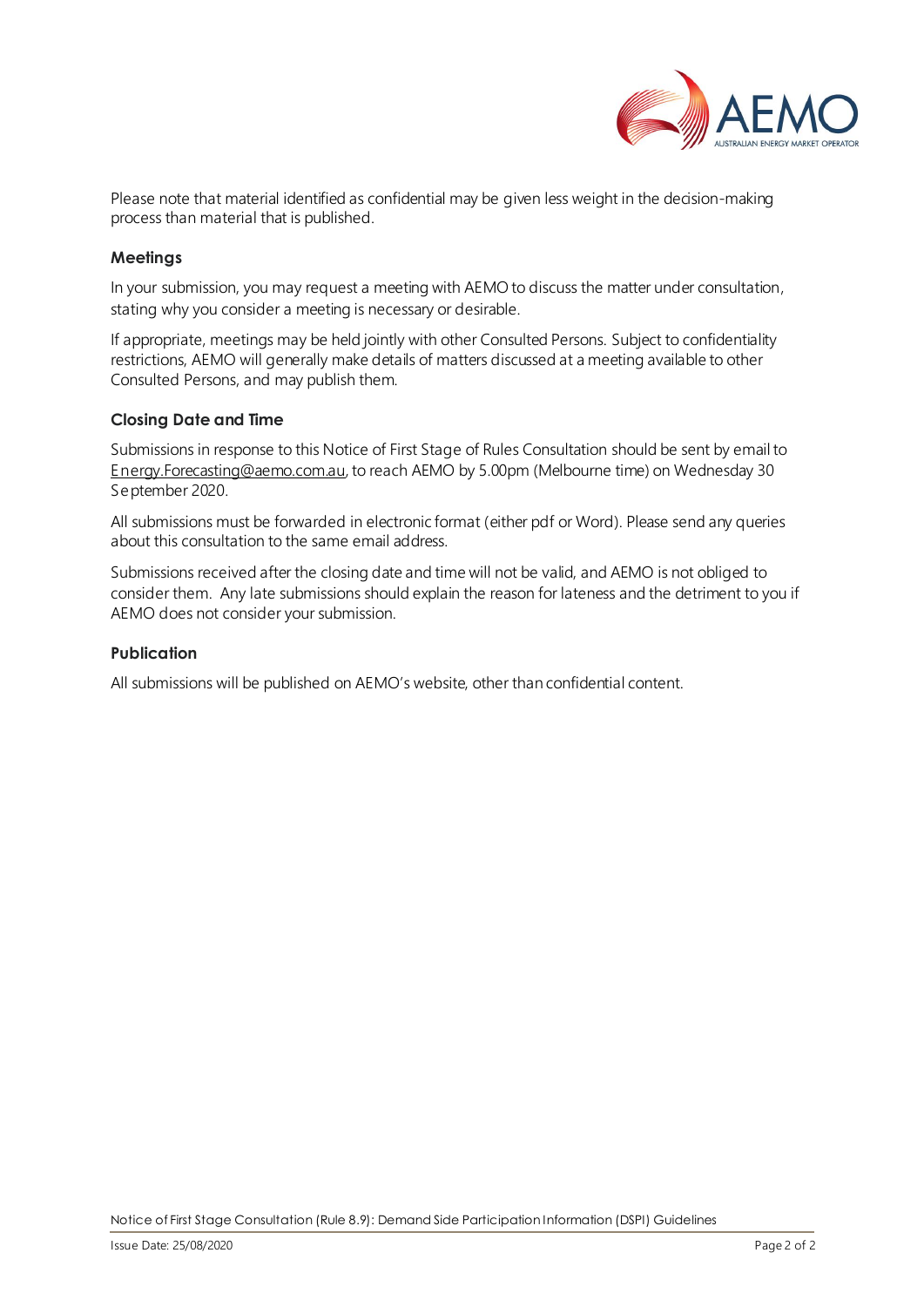Please note that material identified as confidential may be given less weight in the decision-making process than material that is published.

### Meetings

In your submission, you may request a meeting with AEMO to discuss the matter under consultation, stating why you consider a meeting is necessary or desirable.

If appropriate, meetings may be held jointly with other Consulted Persons. Subject to confidentiality restrictions, AEMO will generally make details of matters discussed at a meeting available to other Consulted Persons, and may publish them.

### Closing Date and Time

Submissions in response to this Notice of First Stage of Rules Consultation should be sent by email to Energy.Forecasting@aemo.com.au, to reach AEMO by 5.00pm (Melbourne time) on Wednesday 30 September 2020.

All submissions must be forwarded in electronic format (either pdf or Word). Please send any queries about this consultation to the same email address.

Submissions received after the closing date and time will not be valid, and AEMO is not obliged to consider them. Any late submissions should explain the reason for lateness and the detriment to you if AEMO does not consider your submission.

### Publication

All submissions will be published on AEMO's website, other than confidential content.